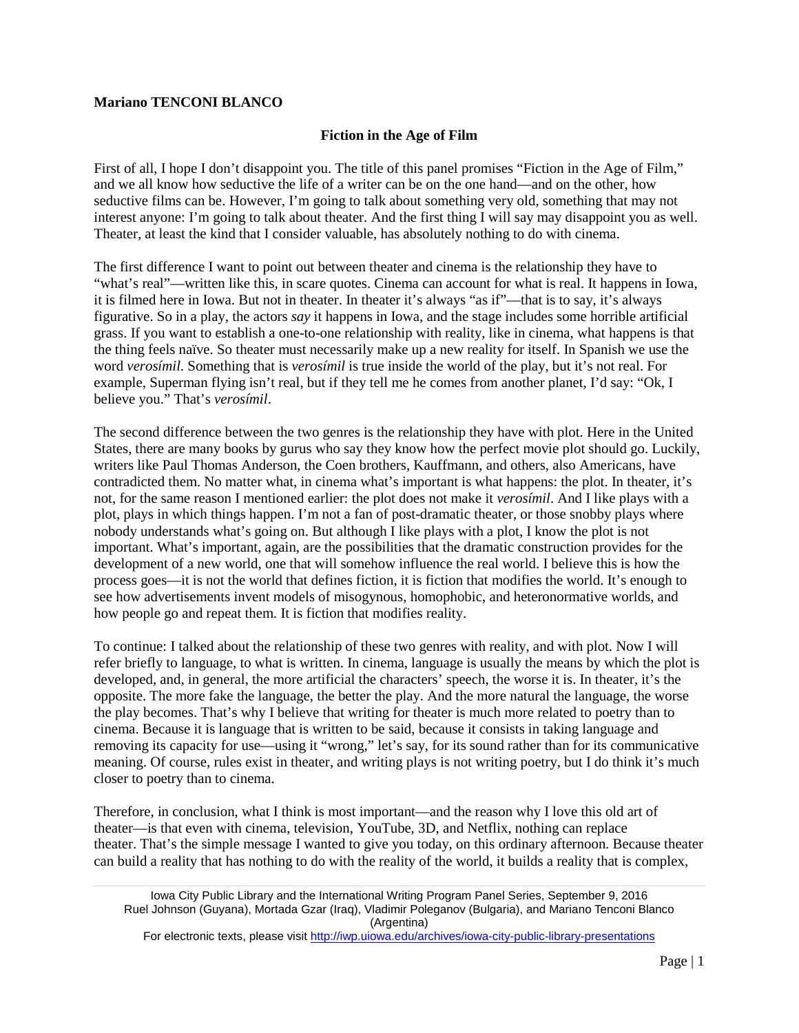**Mariano TENCONI BLANCO**

**Fiction in the Age of Film**

First of all, I hope I don't disappoint you. The title of this panel promises "Fiction in the Age of Film," and we all know how seductive the life of a writer can be on the one hand—and on the other, how seductive films can be. However, I'm going to talk about something very old, something that may not interest anyone: I'm going to talk about theater. And the first thing I will say may disappoint you as well. Theater, at least the kind that I consider valuable, has absolutely nothing to do with cinema.

The first difference I want to point out between theater and cinema is the relationship they have to "what's real"—written like this, in scare quotes. Cinema can account for what is real. It happens in Iowa, it is filmed here in Iowa. But not in theater. In theater it's always "as if"—that is to say, it's always figurative. So in a play, the actors *say* it happens in Iowa, and the stage includes some horrible artificial grass. If you want to establish a one-to-one relationship with reality, like in cinema, what happens is that the thing feels naïve. So theater must necessarily make up a new reality for itself. In Spanish we use the word *verosímil*. Something that is *verosímil* is true inside the world of the play, but it's not real. For example, Superman flying isn't real, but if they tell me he comes from another planet, I'd say: "Ok, I believe you." That's *verosímil*.

The second difference between the two genres is the relationship they have with plot. Here in the United States, there are many books by gurus who say they know how the perfect movie plot should go. Luckily, writers like Paul Thomas Anderson, the Coen brothers, Kauffmann, and others, also Americans, have contradicted them. No matter what, in cinema what's important is what happens: the plot. In theater, it's not, for the same reason I mentioned earlier: the plot does not make it *verosímil*. And I like plays with a plot, plays in which things happen. I'm not a fan of post-dramatic theater, or those snobby plays where nobody understands what's going on. But although I like plays with a plot, I know the plot is not important. What's important, again, are the possibilities that the dramatic construction provides for the development of a new world, one that will somehow influence the real world. I believe this is how the process goes—it is not the world that defines fiction, it is fiction that modifies the world. It's enough to see how advertisements invent models of misogynous, homophobic, and heteronormative worlds, and how people go and repeat them. It is fiction that modifies reality.

To continue: I talked about the relationship of these two genres with reality, and with plot. Now I will refer briefly to language, to what is written. In cinema, language is usually the means by which the plot is developed, and, in general, the more artificial the characters' speech, the worse it is. In theater, it's the opposite. The more fake the language, the better the play. And the more natural the language, the worse the play becomes. That's why I believe that writing for theater is much more related to poetry than to cinema. Because it is language that is written to be said, because it consists in taking language and removing its capacity for use—using it "wrong," let's say, for its sound rather than for its communicative meaning. Of course, rules exist in theater, and writing plays is not writing poetry, but I do think it's much closer to poetry than to cinema.

Therefore, in conclusion, what I think is most important—and the reason why I love this old art of theater—is that even with cinema, television, YouTube, 3D, and Netflix, nothing can replace theater. That's the simple message I wanted to give you today, on this ordinary afternoon. Because theater can build a reality that has nothing to do with the reality of the world, it builds a reality that is complex,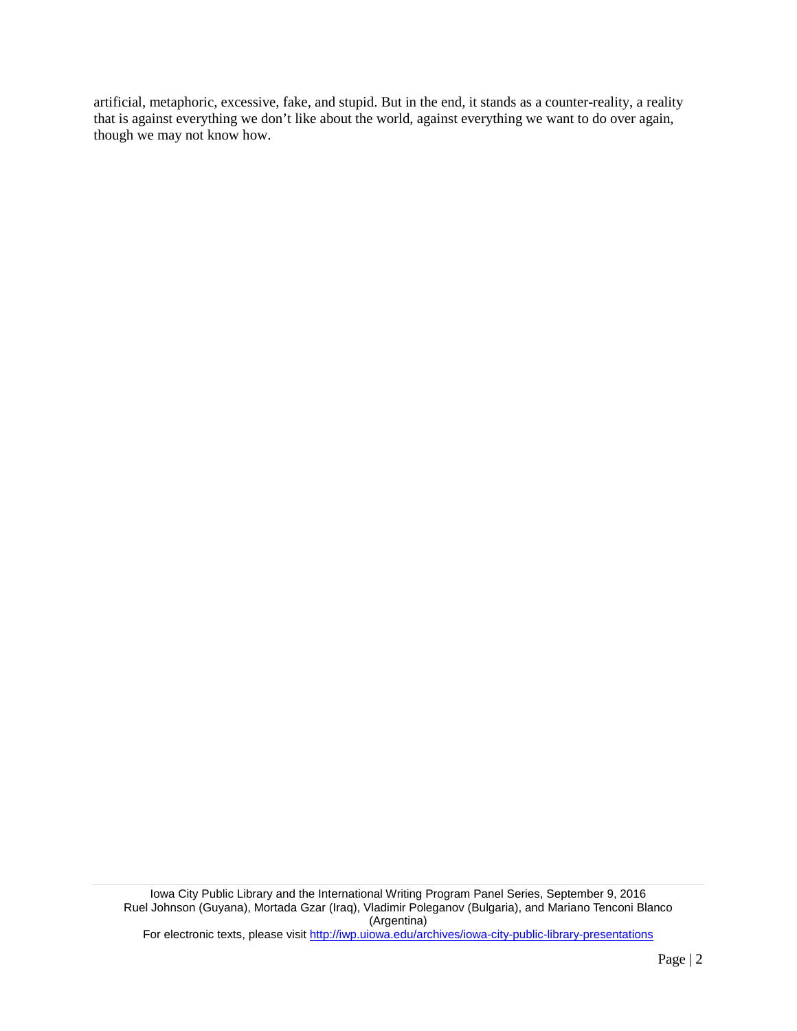artificial, metaphoric, excessive, fake, and stupid. But in the end, it stands as a counter-reality, a reality that is against everything we don't like about the world, against everything we want to do over again, though we may not know how.